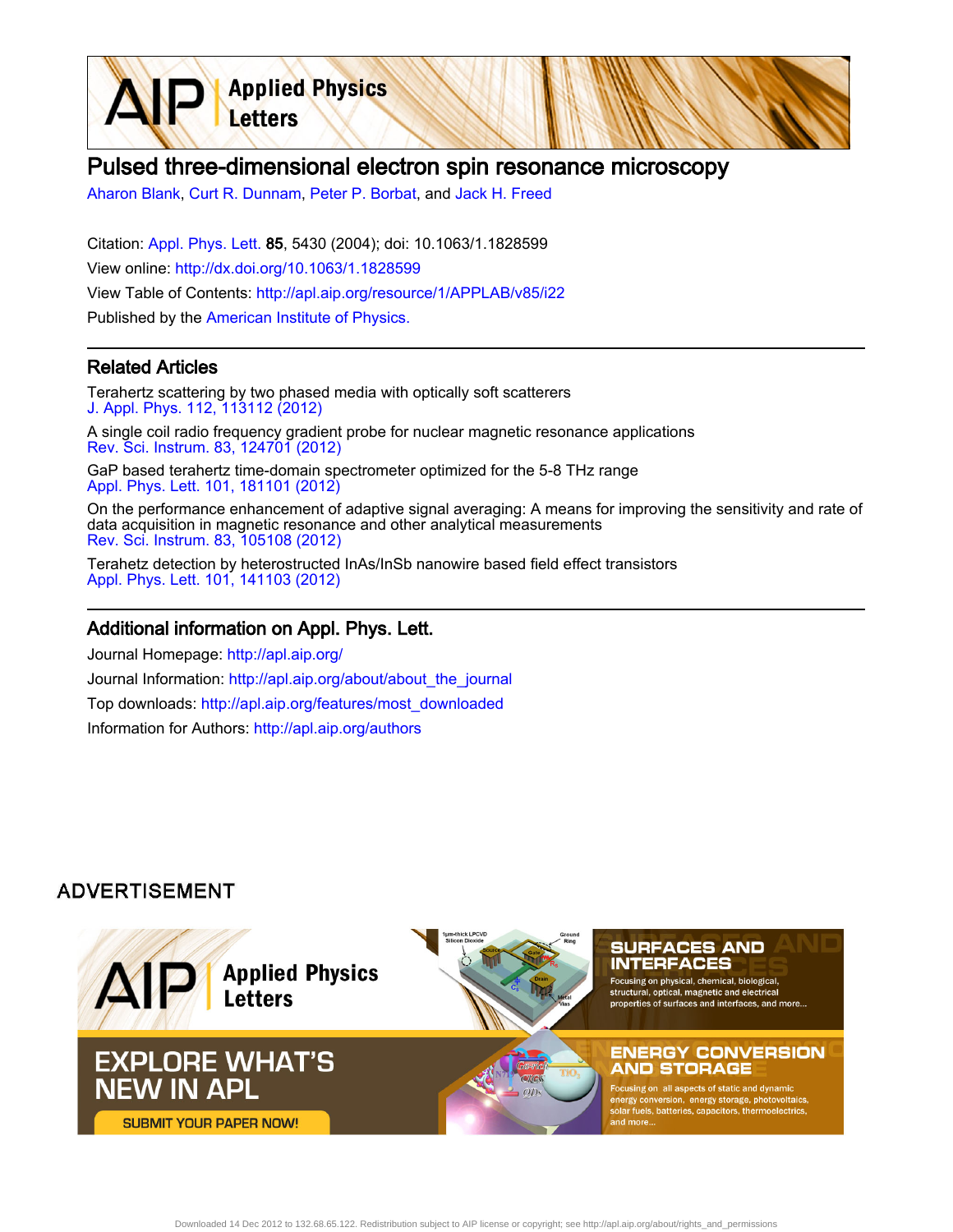# Pulsed three-dimensional electron spin resonance microscopy

Aharon Blank, Curt R. Dunnam, Peter P. Borbat, and Jack H. Freed

Citation: Appl. Phys. Lett. **85**, 5430 (2004); doi: 10.1063/1.1828599

View online: http://dx.doi.org/10.1063/1.1828599

View Table of Contents: http://apl.aip.org/resource/1/APPLAB/v85/i22

Published by the American Institute of Physics.

## Related Articles

Terahertz scattering by two phased media with optically soft scatterers
J. Appl. Phys. 112, 113112 (2012)

A single coil radio frequency gradient probe for nuclear magnetic resonance applications
Rev. Sci. Instrum. 83, 124701 (2012)

GaP based terahertz time-domain spectrometer optimized for the 5-8 THz range
Appl. Phys. Lett. 101, 181101 (2012)

On the performance enhancement of adaptive signal averaging: A means for improving the sensitivity and rate of data acquisition in magnetic resonance and other analytical measurements
Rev. Sci. Instrum. 83, 105108 (2012)

Terahetz detection by heterostructured InAs/InSb nanowire based field effect transistors
Appl. Phys. Lett. 101, 141103 (2012)

## Additional information on Appl. Phys. Lett.

Journal Homepage: http://apl.aip.org/

Journal Information: http://apl.aip.org/about/about_the_journal

Top downloads: http://apl.aip.org/features/most_downloaded

Information for Authors: http://apl.aip.org/authors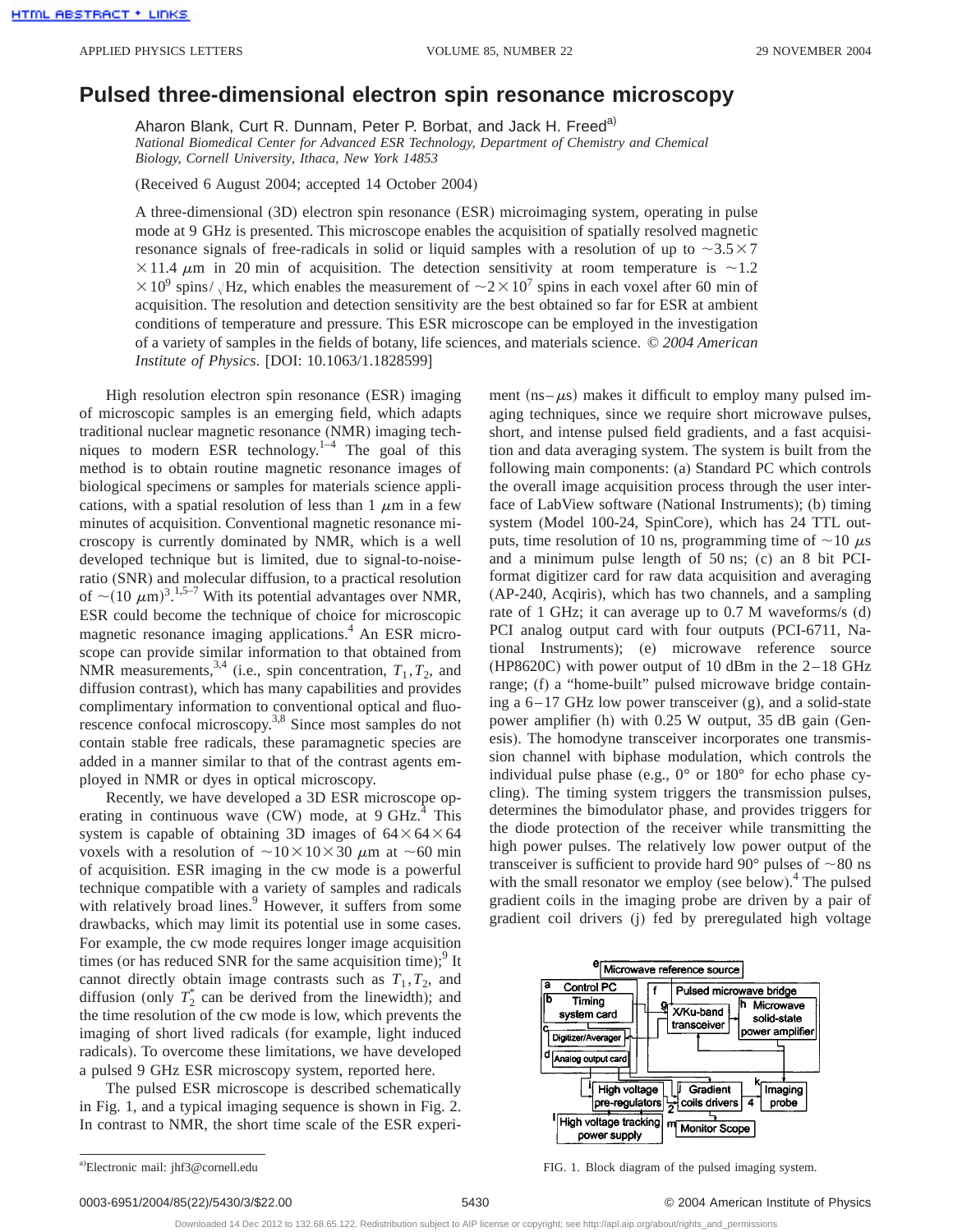# Pulsed three-dimensional electron spin resonance microscopy

Aharon Blank, Curt R. Dunnam, Peter P. Borbat, and Jack H. Freed[a]

*National Biomedical Center for Advanced ESR Technology, Department of Chemistry and Chemical Biology, Cornell University, Ithaca, New York 14853*

(Received 6 August 2004; accepted 14 October 2004)

A three-dimensional (3D) electron spin resonance (ESR) microimaging system, operating in pulse mode at 9 GHz is presented. This microscope enables the acquisition of spatially resolved magnetic resonance signals of free-radicals in solid or liquid samples with a resolution of up to $\sim 3.5 \times 7 \times 11.4$ $\mu$m in 20 min of acquisition. The detection sensitivity at room temperature is $\sim 1.2 \times 10^{9}$ spins/$\sqrt{\text{Hz}}$, which enables the measurement of $\sim 2 \times 10^{7}$ spins in each voxel after 60 min of acquisition. The resolution and detection sensitivity are the best obtained so far for ESR at ambient conditions of temperature and pressure. This ESR microscope can be employed in the investigation of a variety of samples in the fields of botany, life sciences, and materials science. *© 2004 American Institute of Physics.* [DOI: 10.1063/1.1828599]

High resolution electron spin resonance (ESR) imaging of microscopic samples is an emerging field, which adapts traditional nuclear magnetic resonance (NMR) imaging techniques to modern ESR technology.[1–4] The goal of this method is to obtain routine magnetic resonance images of biological specimens or samples for materials science applications, with a spatial resolution of less than 1 $\mu$m in a few minutes of acquisition. Conventional magnetic resonance microscopy is currently dominated by NMR, which is a well developed technique but is limited, due to signal-to-noise-ratio (SNR) and molecular diffusion, to a practical resolution of $\sim(10\ \mu\text{m})^3$.[1,5–7] With its potential advantages over NMR, ESR could become the technique of choice for microscopic magnetic resonance imaging applications.[4] An ESR microscope can provide similar information to that obtained from NMR measurements,[3,4] (i.e., spin concentration, $T_1, T_2$, and diffusion contrast), which has many capabilities and provides complimentary information to conventional optical and fluorescence confocal microscopy.[3,8] Since most samples do not contain stable free radicals, these paramagnetic species are added in a manner similar to that of the contrast agents employed in NMR or dyes in optical microscopy.

Recently, we have developed a 3D ESR microscope operating in continuous wave (CW) mode, at 9 GHz.[4] This system is capable of obtaining 3D images of $64 \times 64 \times 64$ voxels with a resolution of $\sim 10 \times 10 \times 30$ $\mu$m at $\sim 60$ min of acquisition. ESR imaging in the cw mode is a powerful technique compatible with a variety of samples and radicals with relatively broad lines.[9] However, it suffers from some drawbacks, which may limit its potential use in some cases. For example, the cw mode requires longer image acquisition times (or has reduced SNR for the same acquisition time);[9] It cannot directly obtain image contrasts such as $T_1, T_2$, and diffusion (only $T_2^*$ can be derived from the linewidth); and the time resolution of the cw mode is low, which prevents the imaging of short lived radicals (for example, light induced radicals). To overcome these limitations, we have developed a pulsed 9 GHz ESR microscopy system, reported here.

The pulsed ESR microscope is described schematically in Fig. 1, and a typical imaging sequence is shown in Fig. 2. In contrast to NMR, the short time scale of the ESR experiment (ns–$\mu$s) makes it difficult to employ many pulsed imaging techniques, since we require short microwave pulses, short, and intense pulsed field gradients, and a fast acquisition and data averaging system. The system is built from the following main components: (a) Standard PC which controls the overall image acquisition process through the user interface of LabView software (National Instruments); (b) timing system (Model 100-24, SpinCore), which has 24 TTL outputs, time resolution of 10 ns, programming time of $\sim 10$ $\mu$s and a minimum pulse length of 50 ns; (c) an 8 bit PCI-format digitizer card for raw data acquisition and averaging (AP-240, Acqiris), which has two channels, and a sampling rate of 1 GHz; it can average up to 0.7 M waveforms/s (d) PCI analog output card with four outputs (PCI-6711, National Instruments); (e) microwave reference source (HP8620C) with power output of 10 dBm in the 2–18 GHz range; (f) a "home-built" pulsed microwave bridge containing a 6–17 GHz low power transceiver (g), and a solid-state power amplifier (h) with 0.25 W output, 35 dB gain (Genesis). The homodyne transceiver incorporates one transmission channel with biphase modulation, which controls the individual pulse phase (e.g., 0° or 180° for echo phase cycling). The timing system triggers the transmission pulses, determines the bimodulator phase, and provides triggers for the diode protection of the receiver while transmitting the high power pulses. The relatively low power output of the transceiver is sufficient to provide hard 90° pulses of $\sim 80$ ns with the small resonator we employ (see below).[4] The pulsed gradient coils in the imaging probe are driven by a pair of gradient coil drivers (j) fed by preregulated high voltage

FIG. 1. Block diagram of the pulsed imaging system.

[a]Electronic mail: jhf3@cornell.edu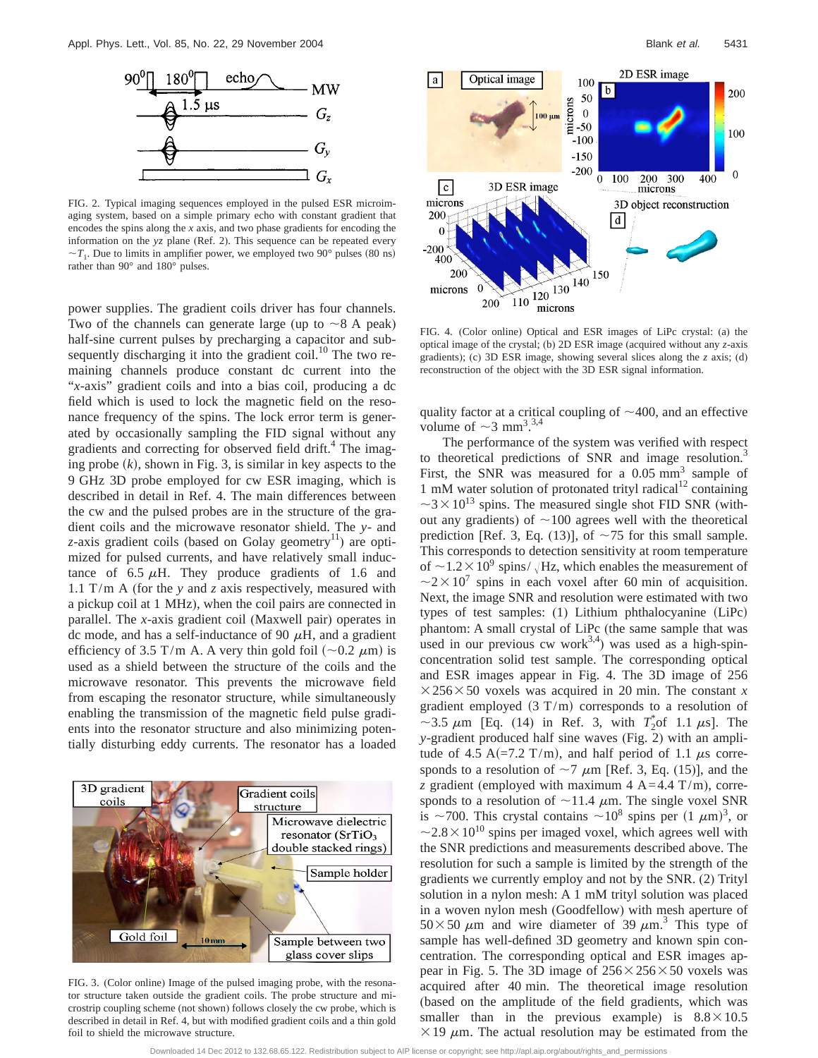FIG. 2. Typical imaging sequences employed in the pulsed ESR microimaging system, based on a simple primary echo with constant gradient that encodes the spins along the $x$ axis, and two phase gradients for encoding the information on the $yz$ plane (Ref. 2). This sequence can be repeated every $\sim T_1$. Due to limits in amplifier power, we employed two 90° pulses (80 ns) rather than 90° and 180° pulses.

power supplies. The gradient coils driver has four channels. Two of the channels can generate large (up to ~8 A peak) half-sine current pulses by precharging a capacitor and subsequently discharging it into the gradient coil.[10] The two remaining channels produce constant dc current into the "$x$-axis" gradient coils and into a bias coil, producing a dc field which is used to lock the magnetic field on the resonance frequency of the spins. The lock error term is generated by occasionally sampling the FID signal without any gradients and correcting for observed field drift.[4] The imaging probe ($k$), shown in Fig. 3, is similar in key aspects to the 9 GHz 3D probe employed for cw ESR imaging, which is described in detail in Ref. 4. The main differences between the cw and the pulsed probes are in the structure of the gradient coils and the microwave resonator shield. The $y$- and $z$-axis gradient coils (based on Golay geometry[11]) are optimized for pulsed currents, and have relatively small inductance of 6.5 $\mu$H. They produce gradients of 1.6 and 1.1 T/m A (for the $y$ and $z$ axis respectively, measured with a pickup coil at 1 MHz), when the coil pairs are connected in parallel. The $x$-axis gradient coil (Maxwell pair) operates in dc mode, and has a self-inductance of 90 $\mu$H, and a gradient efficiency of 3.5 T/m A. A very thin gold foil (~0.2 $\mu$m) is used as a shield between the structure of the coils and the microwave resonator. This prevents the microwave field from escaping the resonator structure, while simultaneously enabling the transmission of the magnetic field pulse gradients into the resonator structure and also minimizing potentially disturbing eddy currents. The resonator has a loaded quality factor at a critical coupling of ~400, and an effective volume of ~3 $mm^3$.[3,4]

FIG. 3. (Color online) Image of the pulsed imaging probe, with the resonator structure taken outside the gradient coils. The probe structure and microstrip coupling scheme (not shown) follows closely the cw probe, which is described in detail in Ref. 4, but with modified gradient coils and a thin gold foil to shield the microwave structure.

FIG. 4. (Color online) Optical and ESR images of LiPc crystal: (a) the optical image of the crystal; (b) 2D ESR image (acquired without any $z$-axis gradients); (c) 3D ESR image, showing several slices along the $z$ axis; (d) reconstruction of the object with the 3D ESR signal information.

The performance of the system was verified with respect to theoretical predictions of SNR and image resolution.[3] First, the SNR was measured for a 0.05 $mm^3$ sample of 1 mM water solution of protonated trityl radical[12] containing $\sim 3\times10^{13}$ spins. The measured single shot FID SNR (without any gradients) of ~100 agrees well with the theoretical prediction [Ref. 3, Eq. (13)], of ~75 for this small sample. This corresponds to detection sensitivity at room temperature of $\sim 1.2\times10^{9}$ spins/$\sqrt{\text{Hz}}$, which enables the measurement of $\sim 2\times10^{7}$ spins in each voxel after 60 min of acquisition. Next, the image SNR and resolution were estimated with two types of test samples: (1) Lithium phthalocyanine (LiPc) phantom: A small crystal of LiPc (the same sample that was used in our previous cw work[3,4]) was used as a high-spin-concentration solid test sample. The corresponding optical and ESR images appear in Fig. 4. The 3D image of 256 $\times 256\times 50$ voxels was acquired in 20 min. The constant $x$ gradient employed (3 T/m) corresponds to a resolution of ~3.5 $\mu$m [Eq. (14) in Ref. 3, with $T_2^*$of 1.1 $\mu$s]. The $y$-gradient produced half sine waves (Fig. 2) with an amplitude of 4.5 A(=7.2 T/m), and half period of 1.1 $\mu$s corresponds to a resolution of ~7 $\mu$m [Ref. 3, Eq. (15)], and the $z$ gradient (employed with maximum 4 A=4.4 T/m), corresponds to a resolution of ~11.4 $\mu$m. The single voxel SNR is ~700. This crystal contains $\sim 10^{8}$ spins per (1 $\mu$m$)^3$, or $\sim 2.8\times10^{10}$ spins per imaged voxel, which agrees well with the SNR predictions and measurements described above. The resolution for such a sample is limited by the strength of the gradients we currently employ and not by the SNR. (2) Trityl solution in a nylon mesh: A 1 mM trityl solution was placed in a woven nylon mesh (Goodfellow) with mesh aperture of $50\times50$ $\mu$m and wire diameter of 39 $\mu$m.[3] This type of sample has well-defined 3D geometry and known spin concentration. The corresponding optical and ESR images appear in Fig. 5. The 3D image of $256\times256\times50$ voxels was acquired after 40 min. The theoretical image resolution (based on the amplitude of the field gradients, which was smaller than in the previous example) is $8.8\times10.5$ $\times 19$ $\mu$m. The actual resolution may be estimated from the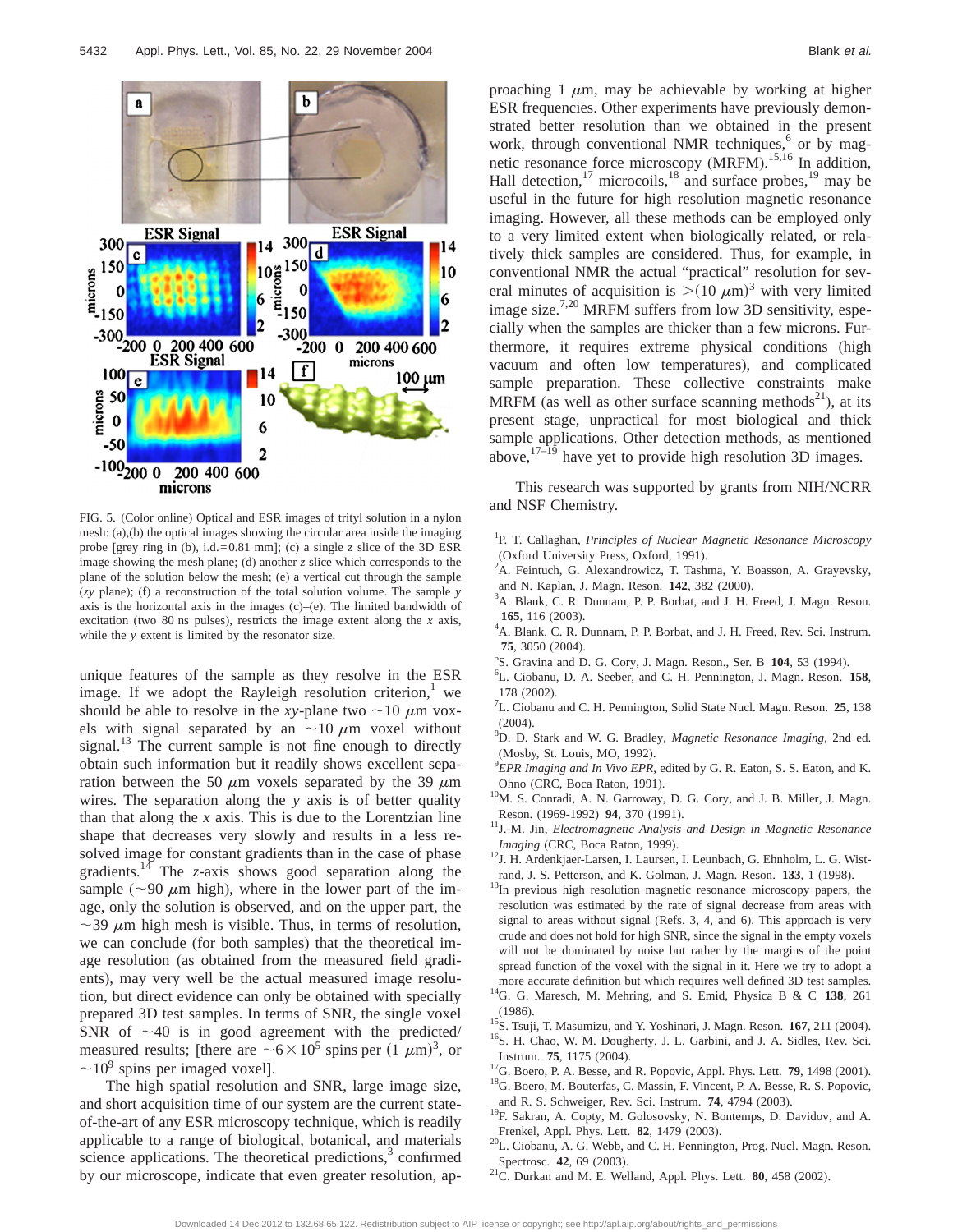ESR Signal

300
150
0
-150
-300

microns

-200 0 200 400 600

14
10
6
2

ESR Signal

300
150
0
-150
-300

microns

-200 0 200 400 600

microns

14
10
6
2

ESR Signal

100
50
0
-50
-100

microns

-200 0 200 400 600

microns

14
10
6
2

100 μm

FIG. 5. (Color online) Optical and ESR images of trityl solution in a nylon mesh: (a),(b) the optical images showing the circular area inside the imaging probe [grey ring in (b), i.d.=0.81 mm]; (c) a single $z$ slice of the 3D ESR image showing the mesh plane; (d) another $z$ slice which corresponds to the plane of the solution below the mesh; (e) a vertical cut through the sample ($zy$ plane); (f) a reconstruction of the total solution volume. The sample $y$ axis is the horizontal axis in the images (c)–(e). The limited bandwidth of excitation (two 80 ns pulses), restricts the image extent along the $x$ axis, while the $y$ extent is limited by the resonator size.

unique features of the sample as they resolve in the ESR image. If we adopt the Rayleigh resolution criterion,[1] we should be able to resolve in the $xy$-plane two ~10 $\mu$m voxels with signal separated by an ~10 $\mu$m voxel without signal.[13] The current sample is not fine enough to directly obtain such information but it readily shows excellent separation between the 50 $\mu$m voxels separated by the 39 $\mu$m wires. The separation along the $y$ axis is of better quality than that along the $x$ axis. This is due to the Lorentzian line shape that decreases very slowly and results in a less resolved image for constant gradients than in the case of phase gradients.[14] The $z$-axis shows good separation along the sample (~90 $\mu$m high), where in the lower part of the image, only the solution is observed, and on the upper part, the ~39 $\mu$m high mesh is visible. Thus, in terms of resolution, we can conclude (for both samples) that the theoretical image resolution (as obtained from the measured field gradients), may very well be the actual measured image resolution, but direct evidence can only be obtained with specially prepared 3D test samples. In terms of SNR, the single voxel SNR of ~40 is in good agreement with the predicted/measured results; [there are $\sim 6\times 10^5$ spins per $(1\ \mu\text{m})^3$, or $\sim 10^9$ spins per imaged voxel].

The high spatial resolution and SNR, large image size, and short acquisition time of our system are the current state-of-the-art of any ESR microscopy technique, which is readily applicable to a range of biological, botanical, and materials science applications. The theoretical predictions,[3] confirmed by our microscope, indicate that even greater resolution, approaching 1 $\mu$m, may be achievable by working at higher ESR frequencies. Other experiments have previously demonstrated better resolution than we obtained in the present work, through conventional NMR techniques,[6] or by magnetic resonance force microscopy (MRFM).[15,16] In addition, Hall detection,[17] microcoils,[18] and surface probes,[19] may be useful in the future for high resolution magnetic resonance imaging. However, all these methods can be employed only to a very limited extent when biologically related, or relatively thick samples are considered. Thus, for example, in conventional NMR the actual "practical" resolution for several minutes of acquisition is $>(10\ \mu\text{m})^3$ with very limited image size.[7,20] MRFM suffers from low 3D sensitivity, especially when the samples are thicker than a few microns. Furthermore, it requires extreme physical conditions (high vacuum and often low temperatures), and complicated sample preparation. These collective constraints make MRFM (as well as other surface scanning methods[21]), at its present stage, unpractical for most biological and thick sample applications. Other detection methods, as mentioned above,[17–19] have yet to provide high resolution 3D images.

This research was supported by grants from NIH/NCRR and NSF Chemistry.

[1] P. T. Callaghan, *Principles of Nuclear Magnetic Resonance Microscopy* (Oxford University Press, Oxford, 1991).

[2] A. Feintuch, G. Alexandrowicz, T. Tashma, Y. Boasson, A. Grayevsky, and N. Kaplan, J. Magn. Reson. **142**, 382 (2000).

[3] A. Blank, C. R. Dunnam, P. P. Borbat, and J. H. Freed, J. Magn. Reson. **165**, 116 (2003).

[4] A. Blank, C. R. Dunnam, P. P. Borbat, and J. H. Freed, Rev. Sci. Instrum. **75**, 3050 (2004).

[5] S. Gravina and D. G. Cory, J. Magn. Reson., Ser. B **104**, 53 (1994).

[6] L. Ciobanu, D. A. Seeber, and C. H. Pennington, J. Magn. Reson. **158**, 178 (2002).

[7] L. Ciobanu and C. H. Pennington, Solid State Nucl. Magn. Reson. **25**, 138 (2004).

[8] D. D. Stark and W. G. Bradley, *Magnetic Resonance Imaging*, 2nd ed. (Mosby, St. Louis, MO, 1992).

[9] *EPR Imaging and In Vivo EPR*, edited by G. R. Eaton, S. S. Eaton, and K. Ohno (CRC, Boca Raton, 1991).

[10] M. S. Conradi, A. N. Garroway, D. G. Cory, and J. B. Miller, J. Magn. Reson. (1969-1992) **94**, 370 (1991).

[11] J.-M. Jin, *Electromagnetic Analysis and Design in Magnetic Resonance Imaging* (CRC, Boca Raton, 1999).

[12] J. H. Ardenkjaer-Larsen, I. Laursen, I. Leunbach, G. Ehnholm, L. G. Wistrand, J. S. Petterson, and K. Golman, J. Magn. Reson. **133**, 1 (1998).

[13] In previous high resolution magnetic resonance microscopy papers, the resolution was estimated by the rate of signal decrease from areas with signal to areas without signal (Refs. 3, 4, and 6). This approach is very crude and does not hold for high SNR, since the signal in the empty voxels will not be dominated by noise but rather by the margins of the point spread function of the voxel with the signal in it. Here we try to adopt a more accurate definition but which requires well defined 3D test samples.

[14] G. G. Maresch, M. Mehring, and S. Emid, Physica B & C **138**, 261 (1986).

[15] S. Tsuji, T. Masumizu, and Y. Yoshinari, J. Magn. Reson. **167**, 211 (2004).

[16] S. H. Chao, W. M. Dougherty, J. L. Garbini, and J. A. Sidles, Rev. Sci. Instrum. **75**, 1175 (2004).

[17] G. Boero, P. A. Besse, and R. Popovic, Appl. Phys. Lett. **79**, 1498 (2001).

[18] G. Boero, M. Bouterfas, C. Massin, F. Vincent, P. A. Besse, R. S. Popovic, and R. S. Schweiger, Rev. Sci. Instrum. **74**, 4794 (2003).

[19] F. Sakran, A. Copty, M. Golosovsky, N. Bontemps, D. Davidov, and A. Frenkel, Appl. Phys. Lett. **82**, 1479 (2003).

[20] L. Ciobanu, A. G. Webb, and C. H. Pennington, Prog. Nucl. Magn. Reson. Spectrosc. **42**, 69 (2003).

[21] C. Durkan and M. E. Welland, Appl. Phys. Lett. **80**, 458 (2002).